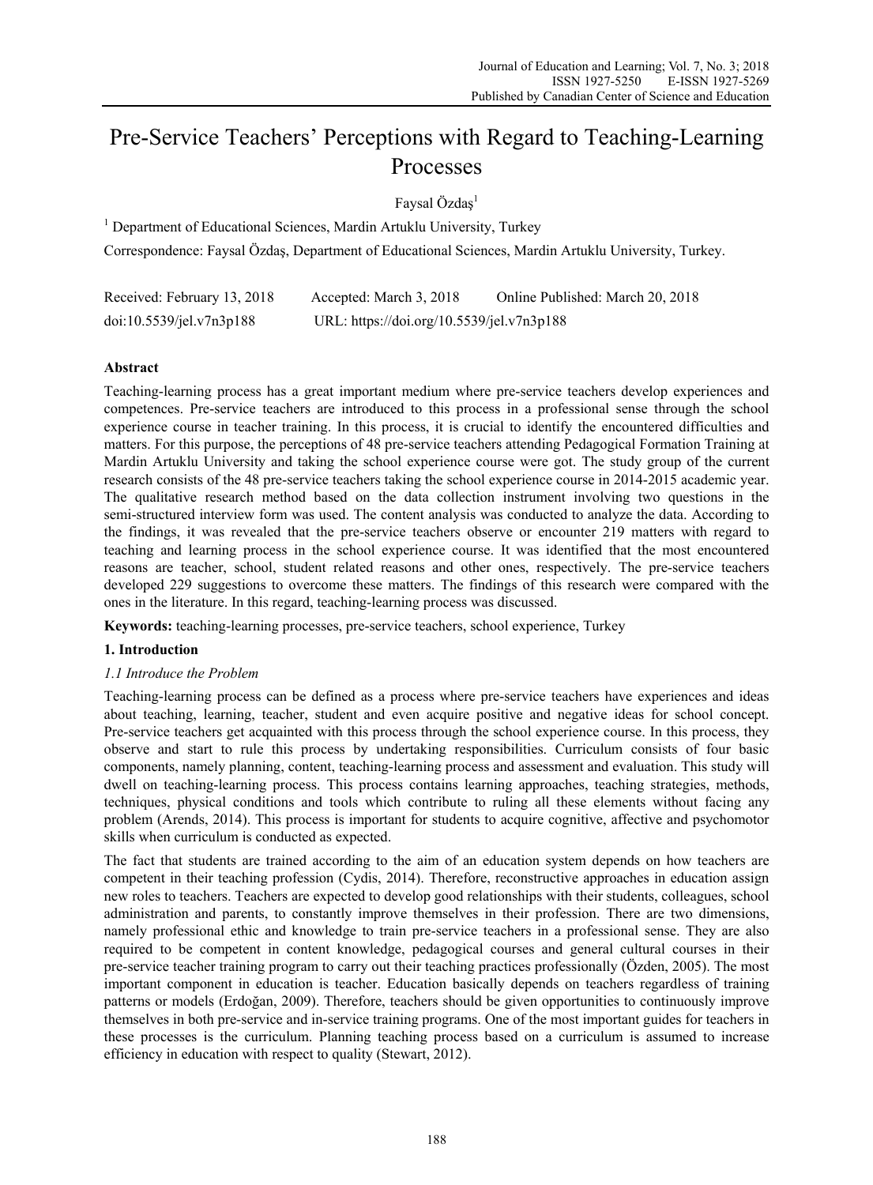# Pre-Service Teachers' Perceptions with Regard to Teaching-Learning Processes

Faysal Özdaş[1]

[1] Department of Educational Sciences, Mardin Artuklu University, Turkey

Correspondence: Faysal Özdaş, Department of Educational Sciences, Mardin Artuklu University, Turkey.

Received: February 13, 2018 Accepted: March 3, 2018 Online Published: March 20, 2018

doi:10.5539/jel.v7n3p188 URL: https://doi.org/10.5539/jel.v7n3p188

## Abstract

Teaching-learning process has a great important medium where pre-service teachers develop experiences and competences. Pre-service teachers are introduced to this process in a professional sense through the school experience course in teacher training. In this process, it is crucial to identify the encountered difficulties and matters. For this purpose, the perceptions of 48 pre-service teachers attending Pedagogical Formation Training at Mardin Artuklu University and taking the school experience course were got. The study group of the current research consists of the 48 pre-service teachers taking the school experience course in 2014-2015 academic year. The qualitative research method based on the data collection instrument involving two questions in the semi-structured interview form was used. The content analysis was conducted to analyze the data. According to the findings, it was revealed that the pre-service teachers observe or encounter 219 matters with regard to teaching and learning process in the school experience course. It was identified that the most encountered reasons are teacher, school, student related reasons and other ones, respectively. The pre-service teachers developed 229 suggestions to overcome these matters. The findings of this research were compared with the ones in the literature. In this regard, teaching-learning process was discussed.

**Keywords:** teaching-learning processes, pre-service teachers, school experience, Turkey

## 1. Introduction

### *1.1 Introduce the Problem*

Teaching-learning process can be defined as a process where pre-service teachers have experiences and ideas about teaching, learning, teacher, student and even acquire positive and negative ideas for school concept. Pre-service teachers get acquainted with this process through the school experience course. In this process, they observe and start to rule this process by undertaking responsibilities. Curriculum consists of four basic components, namely planning, content, teaching-learning process and assessment and evaluation. This study will dwell on teaching-learning process. This process contains learning approaches, teaching strategies, methods, techniques, physical conditions and tools which contribute to ruling all these elements without facing any problem (Arends, 2014). This process is important for students to acquire cognitive, affective and psychomotor skills when curriculum is conducted as expected.

The fact that students are trained according to the aim of an education system depends on how teachers are competent in their teaching profession (Cydis, 2014). Therefore, reconstructive approaches in education assign new roles to teachers. Teachers are expected to develop good relationships with their students, colleagues, school administration and parents, to constantly improve themselves in their profession. There are two dimensions, namely professional ethic and knowledge to train pre-service teachers in a professional sense. They are also required to be competent in content knowledge, pedagogical courses and general cultural courses in their pre-service teacher training program to carry out their teaching practices professionally (Özden, 2005). The most important component in education is teacher. Education basically depends on teachers regardless of training patterns or models (Erdoğan, 2009). Therefore, teachers should be given opportunities to continuously improve themselves in both pre-service and in-service training programs. One of the most important guides for teachers in these processes is the curriculum. Planning teaching process based on a curriculum is assumed to increase efficiency in education with respect to quality (Stewart, 2012).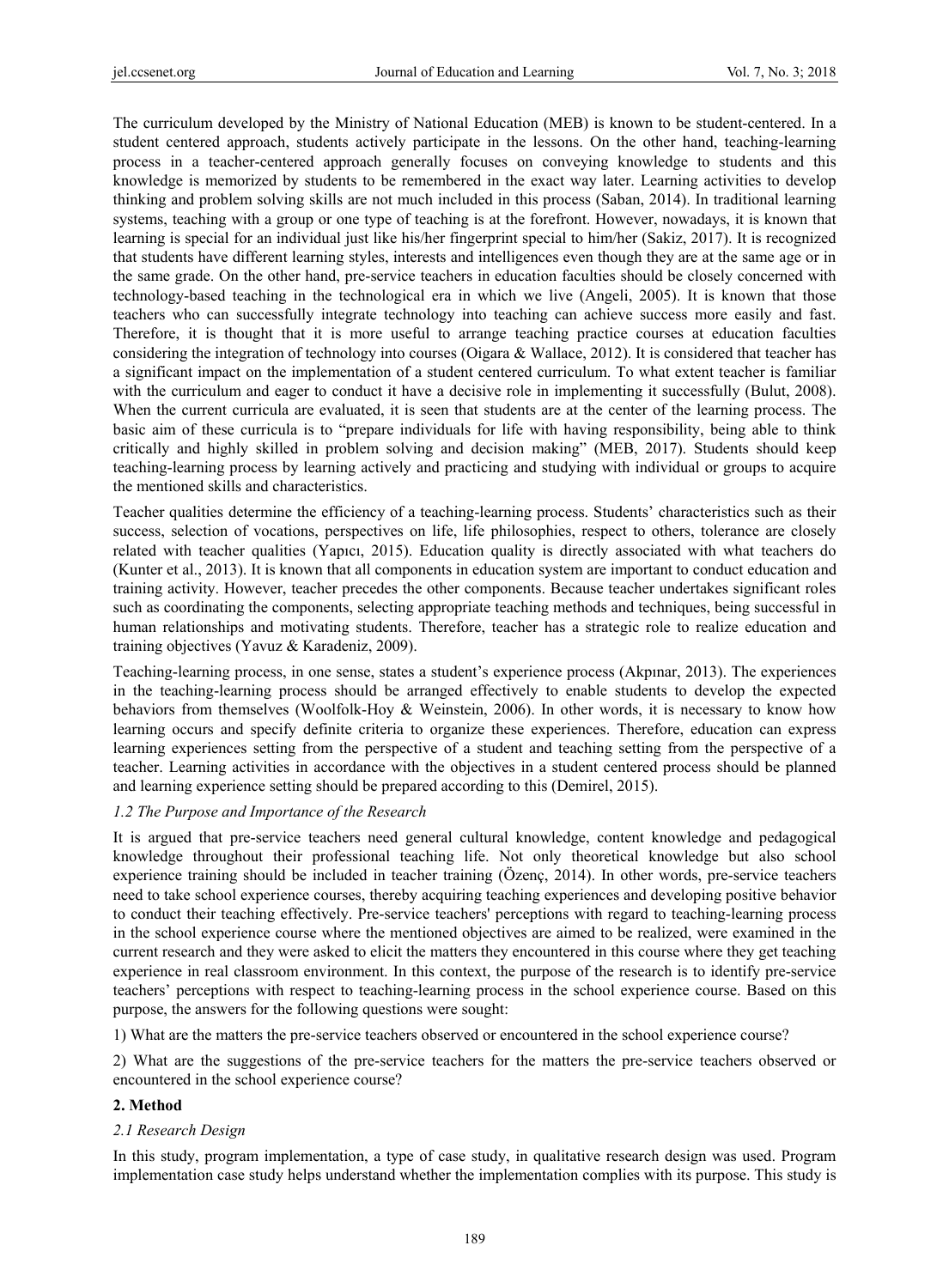The curriculum developed by the Ministry of National Education (MEB) is known to be student-centered. In a student centered approach, students actively participate in the lessons. On the other hand, teaching-learning process in a teacher-centered approach generally focuses on conveying knowledge to students and this knowledge is memorized by students to be remembered in the exact way later. Learning activities to develop thinking and problem solving skills are not much included in this process (Saban, 2014). In traditional learning systems, teaching with a group or one type of teaching is at the forefront. However, nowadays, it is known that learning is special for an individual just like his/her fingerprint special to him/her (Sakiz, 2017). It is recognized that students have different learning styles, interests and intelligences even though they are at the same age or in the same grade. On the other hand, pre-service teachers in education faculties should be closely concerned with technology-based teaching in the technological era in which we live (Angeli, 2005). It is known that those teachers who can successfully integrate technology into teaching can achieve success more easily and fast. Therefore, it is thought that it is more useful to arrange teaching practice courses at education faculties considering the integration of technology into courses (Oigara & Wallace, 2012). It is considered that teacher has a significant impact on the implementation of a student centered curriculum. To what extent teacher is familiar with the curriculum and eager to conduct it have a decisive role in implementing it successfully (Bulut, 2008). When the current curricula are evaluated, it is seen that students are at the center of the learning process. The basic aim of these curricula is to "prepare individuals for life with having responsibility, being able to think critically and highly skilled in problem solving and decision making" (MEB, 2017). Students should keep teaching-learning process by learning actively and practicing and studying with individual or groups to acquire the mentioned skills and characteristics.

Teacher qualities determine the efficiency of a teaching-learning process. Students' characteristics such as their success, selection of vocations, perspectives on life, life philosophies, respect to others, tolerance are closely related with teacher qualities (Yapıcı, 2015). Education quality is directly associated with what teachers do (Kunter et al., 2013). It is known that all components in education system are important to conduct education and training activity. However, teacher precedes the other components. Because teacher undertakes significant roles such as coordinating the components, selecting appropriate teaching methods and techniques, being successful in human relationships and motivating students. Therefore, teacher has a strategic role to realize education and training objectives (Yavuz & Karadeniz, 2009).

Teaching-learning process, in one sense, states a student's experience process (Akpınar, 2013). The experiences in the teaching-learning process should be arranged effectively to enable students to develop the expected behaviors from themselves (Woolfolk-Hoy & Weinstein, 2006). In other words, it is necessary to know how learning occurs and specify definite criteria to organize these experiences. Therefore, education can express learning experiences setting from the perspective of a student and teaching setting from the perspective of a teacher. Learning activities in accordance with the objectives in a student centered process should be planned and learning experience setting should be prepared according to this (Demirel, 2015).

### *1.2 The Purpose and Importance of the Research*

It is argued that pre-service teachers need general cultural knowledge, content knowledge and pedagogical knowledge throughout their professional teaching life. Not only theoretical knowledge but also school experience training should be included in teacher training (Özenç, 2014). In other words, pre-service teachers need to take school experience courses, thereby acquiring teaching experiences and developing positive behavior to conduct their teaching effectively. Pre-service teachers' perceptions with regard to teaching-learning process in the school experience course where the mentioned objectives are aimed to be realized, were examined in the current research and they were asked to elicit the matters they encountered in this course where they get teaching experience in real classroom environment. In this context, the purpose of the research is to identify pre-service teachers' perceptions with respect to teaching-learning process in the school experience course. Based on this purpose, the answers for the following questions were sought:

1) What are the matters the pre-service teachers observed or encountered in the school experience course?

2) What are the suggestions of the pre-service teachers for the matters the pre-service teachers observed or encountered in the school experience course?

## 2. Method

### *2.1 Research Design*

In this study, program implementation, a type of case study, in qualitative research design was used. Program implementation case study helps understand whether the implementation complies with its purpose. This study is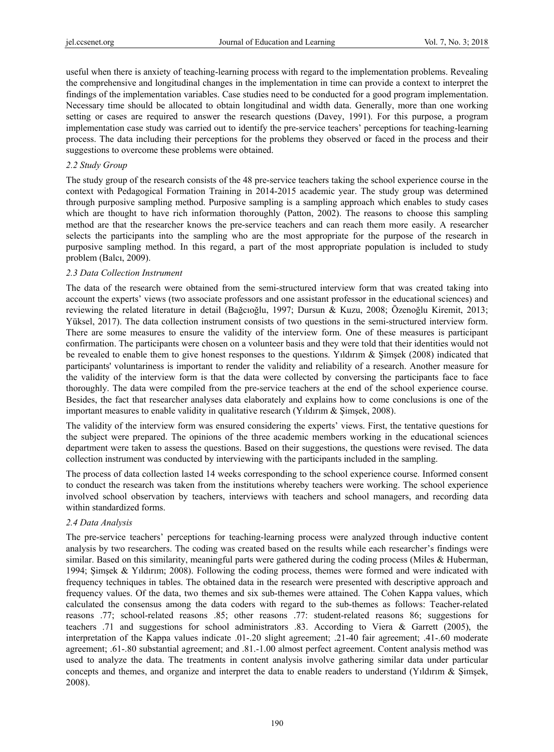useful when there is anxiety of teaching-learning process with regard to the implementation problems. Revealing the comprehensive and longitudinal changes in the implementation in time can provide a context to interpret the findings of the implementation variables. Case studies need to be conducted for a good program implementation. Necessary time should be allocated to obtain longitudinal and width data. Generally, more than one working setting or cases are required to answer the research questions (Davey, 1991). For this purpose, a program implementation case study was carried out to identify the pre-service teachers' perceptions for teaching-learning process. The data including their perceptions for the problems they observed or faced in the process and their suggestions to overcome these problems were obtained.

### *2.2 Study Group*

The study group of the research consists of the 48 pre-service teachers taking the school experience course in the context with Pedagogical Formation Training in 2014-2015 academic year. The study group was determined through purposive sampling method. Purposive sampling is a sampling approach which enables to study cases which are thought to have rich information thoroughly (Patton, 2002). The reasons to choose this sampling method are that the researcher knows the pre-service teachers and can reach them more easily. A researcher selects the participants into the sampling who are the most appropriate for the purpose of the research in purposive sampling method. In this regard, a part of the most appropriate population is included to study problem (Balcı, 2009).

### *2.3 Data Collection Instrument*

The data of the research were obtained from the semi-structured interview form that was created taking into account the experts' views (two associate professors and one assistant professor in the educational sciences) and reviewing the related literature in detail (Bağcıoğlu, 1997; Dursun & Kuzu, 2008; Özenoğlu Kiremit, 2013; Yüksel, 2017). The data collection instrument consists of two questions in the semi-structured interview form. There are some measures to ensure the validity of the interview form. One of these measures is participant confirmation. The participants were chosen on a volunteer basis and they were told that their identities would not be revealed to enable them to give honest responses to the questions. Yıldırım & Şimşek (2008) indicated that participants' voluntariness is important to render the validity and reliability of a research. Another measure for the validity of the interview form is that the data were collected by conversing the participants face to face thoroughly. The data were compiled from the pre-service teachers at the end of the school experience course. Besides, the fact that researcher analyses data elaborately and explains how to come conclusions is one of the important measures to enable validity in qualitative research (Yıldırım & Şimşek, 2008).

The validity of the interview form was ensured considering the experts' views. First, the tentative questions for the subject were prepared. The opinions of the three academic members working in the educational sciences department were taken to assess the questions. Based on their suggestions, the questions were revised. The data collection instrument was conducted by interviewing with the participants included in the sampling.

The process of data collection lasted 14 weeks corresponding to the school experience course. Informed consent to conduct the research was taken from the institutions whereby teachers were working. The school experience involved school observation by teachers, interviews with teachers and school managers, and recording data within standardized forms.

### *2.4 Data Analysis*

The pre-service teachers' perceptions for teaching-learning process were analyzed through inductive content analysis by two researchers. The coding was created based on the results while each researcher's findings were similar. Based on this similarity, meaningful parts were gathered during the coding process (Miles & Huberman, 1994; Şimşek & Yıldırım; 2008). Following the coding process, themes were formed and were indicated with frequency techniques in tables. The obtained data in the research were presented with descriptive approach and frequency values. Of the data, two themes and six sub-themes were attained. The Cohen Kappa values, which calculated the consensus among the data coders with regard to the sub-themes as follows: Teacher-related reasons .77; school-related reasons .85; other reasons .77: student-related reasons 86; suggestions for teachers .71 and suggestions for school administrators .83. According to Viera & Garrett (2005), the interpretation of the Kappa values indicate .01-.20 slight agreement; .21-40 fair agreement; .41-.60 moderate agreement; .61-.80 substantial agreement; and .81-1.00 almost perfect agreement. Content analysis method was used to analyze the data. The treatments in content analysis involve gathering similar data under particular concepts and themes, and organize and interpret the data to enable readers to understand (Yıldırım & Şimşek, 2008).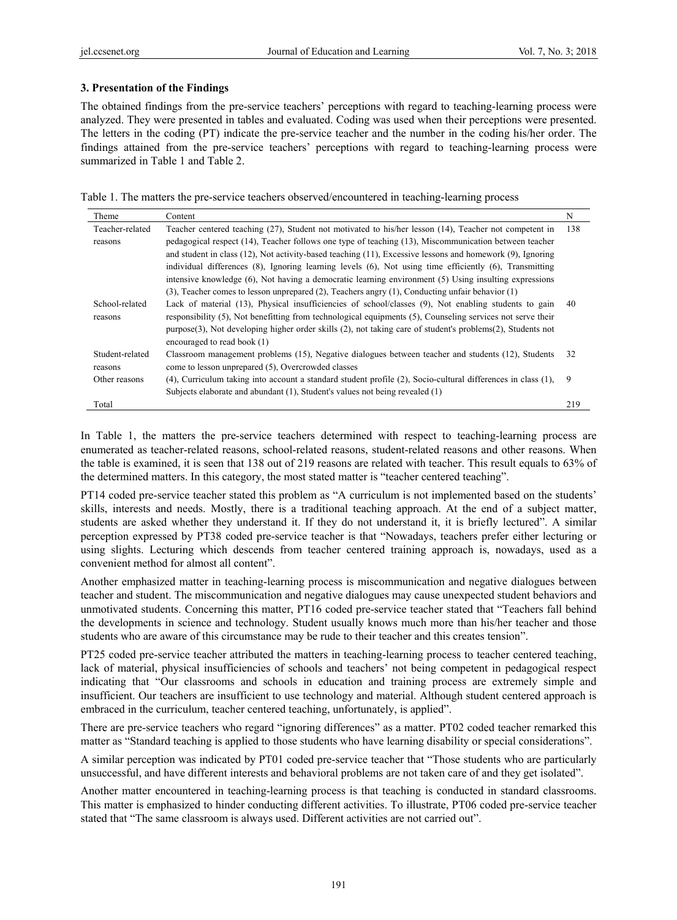## 3. Presentation of the Findings

The obtained findings from the pre-service teachers' perceptions with regard to teaching-learning process were analyzed. They were presented in tables and evaluated. Coding was used when their perceptions were presented. The letters in the coding (PT) indicate the pre-service teacher and the number in the coding his/her order. The findings attained from the pre-service teachers' perceptions with regard to teaching-learning process were summarized in Table 1 and Table 2.

Table 1. The matters the pre-service teachers observed/encountered in teaching-learning process

| Theme | Content | N |
|---|---|---|
| Teacher-related reasons | Teacher centered teaching (27), Student not motivated to his/her lesson (14), Teacher not competent in pedagogical respect (14), Teacher follows one type of teaching (13), Miscommunication between teacher and student in class (12), Not activity-based teaching (11), Excessive lessons and homework (9), Ignoring individual differences (8), Ignoring learning levels (6), Not using time efficiently (6), Transmitting intensive knowledge (6), Not having a democratic learning environment (5) Using insulting expressions (3), Teacher comes to lesson unprepared (2), Teachers angry (1), Conducting unfair behavior (1) | 138 |
| School-related reasons | Lack of material (13), Physical insufficiencies of school/classes (9), Not enabling students to gain responsibility (5), Not benefitting from technological equipments (5), Counseling services not serve their purpose(3), Not developing higher order skills (2), not taking care of student's problems(2), Students not encouraged to read book (1) | 40 |
| Student-related reasons | Classroom management problems (15), Negative dialogues between teacher and students (12), Students come to lesson unprepared (5), Overcrowded classes | 32 |
| Other reasons | (4), Curriculum taking into account a standard student profile (2), Socio-cultural differences in class (1), Subjects elaborate and abundant (1), Student's values not being revealed (1) | 9 |
| Total | | 219 |

In Table 1, the matters the pre-service teachers determined with respect to teaching-learning process are enumerated as teacher-related reasons, school-related reasons, student-related reasons and other reasons. When the table is examined, it is seen that 138 out of 219 reasons are related with teacher. This result equals to 63% of the determined matters. In this category, the most stated matter is "teacher centered teaching".

PT14 coded pre-service teacher stated this problem as "A curriculum is not implemented based on the students' skills, interests and needs. Mostly, there is a traditional teaching approach. At the end of a subject matter, students are asked whether they understand it. If they do not understand it, it is briefly lectured". A similar perception expressed by PT38 coded pre-service teacher is that "Nowadays, teachers prefer either lecturing or using slights. Lecturing which descends from teacher centered training approach is, nowadays, used as a convenient method for almost all content".

Another emphasized matter in teaching-learning process is miscommunication and negative dialogues between teacher and student. The miscommunication and negative dialogues may cause unexpected student behaviors and unmotivated students. Concerning this matter, PT16 coded pre-service teacher stated that "Teachers fall behind the developments in science and technology. Student usually knows much more than his/her teacher and those students who are aware of this circumstance may be rude to their teacher and this creates tension".

PT25 coded pre-service teacher attributed the matters in teaching-learning process to teacher centered teaching, lack of material, physical insufficiencies of schools and teachers' not being competent in pedagogical respect indicating that "Our classrooms and schools in education and training process are extremely simple and insufficient. Our teachers are insufficient to use technology and material. Although student centered approach is embraced in the curriculum, teacher centered teaching, unfortunately, is applied".

There are pre-service teachers who regard "ignoring differences" as a matter. PT02 coded teacher remarked this matter as "Standard teaching is applied to those students who have learning disability or special considerations".

A similar perception was indicated by PT01 coded pre-service teacher that "Those students who are particularly unsuccessful, and have different interests and behavioral problems are not taken care of and they get isolated".

Another matter encountered in teaching-learning process is that teaching is conducted in standard classrooms. This matter is emphasized to hinder conducting different activities. To illustrate, PT06 coded pre-service teacher stated that "The same classroom is always used. Different activities are not carried out".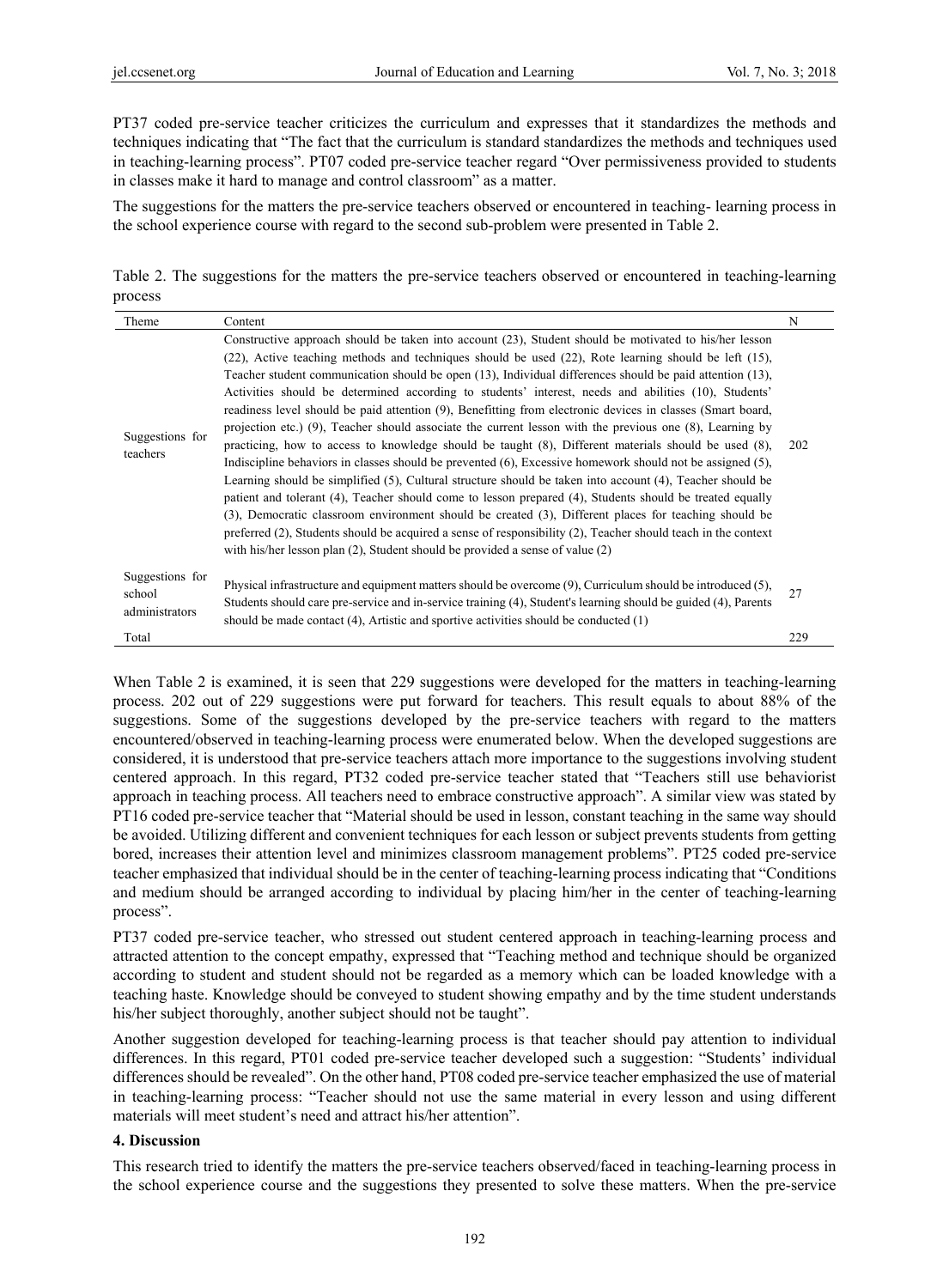PT37 coded pre-service teacher criticizes the curriculum and expresses that it standardizes the methods and techniques indicating that "The fact that the curriculum is standard standardizes the methods and techniques used in teaching-learning process". PT07 coded pre-service teacher regard "Over permissiveness provided to students in classes make it hard to manage and control classroom" as a matter.

The suggestions for the matters the pre-service teachers observed or encountered in teaching- learning process in the school experience course with regard to the second sub-problem were presented in Table 2.

Table 2. The suggestions for the matters the pre-service teachers observed or encountered in teaching-learning process

| Theme | Content | N |
|---|---|---|
| Suggestions for teachers | Constructive approach should be taken into account (23), Student should be motivated to his/her lesson (22), Active teaching methods and techniques should be used (22), Rote learning should be left (15), Teacher student communication should be open (13), Individual differences should be paid attention (13), Activities should be determined according to students' interest, needs and abilities (10), Students' readiness level should be paid attention (9), Benefitting from electronic devices in classes (Smart board, projection etc.) (9), Teacher should associate the current lesson with the previous one (8), Learning by practicing, how to access to knowledge should be taught (8), Different materials should be used (8), Indiscipline behaviors in classes should be prevented (6), Excessive homework should not be assigned (5), Learning should be simplified (5), Cultural structure should be taken into account (4), Teacher should be patient and tolerant (4), Teacher should come to lesson prepared (4), Students should be treated equally (3), Democratic classroom environment should be created (3), Different places for teaching should be preferred (2), Students should be acquired a sense of responsibility (2), Teacher should teach in the context with his/her lesson plan (2), Student should be provided a sense of value (2) | 202 |
| Suggestions for school administrators | Physical infrastructure and equipment matters should be overcome (9), Curriculum should be introduced (5), Students should care pre-service and in-service training (4), Student's learning should be guided (4), Parents should be made contact (4), Artistic and sportive activities should be conducted (1) | 27 |
| Total | | 229 |

When Table 2 is examined, it is seen that 229 suggestions were developed for the matters in teaching-learning process. 202 out of 229 suggestions were put forward for teachers. This result equals to about 88% of the suggestions. Some of the suggestions developed by the pre-service teachers with regard to the matters encountered/observed in teaching-learning process were enumerated below. When the developed suggestions are considered, it is understood that pre-service teachers attach more importance to the suggestions involving student centered approach. In this regard, PT32 coded pre-service teacher stated that "Teachers still use behaviorist approach in teaching process. All teachers need to embrace constructive approach". A similar view was stated by PT16 coded pre-service teacher that "Material should be used in lesson, constant teaching in the same way should be avoided. Utilizing different and convenient techniques for each lesson or subject prevents students from getting bored, increases their attention level and minimizes classroom management problems". PT25 coded pre-service teacher emphasized that individual should be in the center of teaching-learning process indicating that "Conditions and medium should be arranged according to individual by placing him/her in the center of teaching-learning process".

PT37 coded pre-service teacher, who stressed out student centered approach in teaching-learning process and attracted attention to the concept empathy, expressed that "Teaching method and technique should be organized according to student and student should not be regarded as a memory which can be loaded knowledge with a teaching haste. Knowledge should be conveyed to student showing empathy and by the time student understands his/her subject thoroughly, another subject should not be taught".

Another suggestion developed for teaching-learning process is that teacher should pay attention to individual differences. In this regard, PT01 coded pre-service teacher developed such a suggestion: "Students' individual differences should be revealed". On the other hand, PT08 coded pre-service teacher emphasized the use of material in teaching-learning process: "Teacher should not use the same material in every lesson and using different materials will meet student's need and attract his/her attention".

## 4. Discussion

This research tried to identify the matters the pre-service teachers observed/faced in teaching-learning process in the school experience course and the suggestions they presented to solve these matters. When the pre-service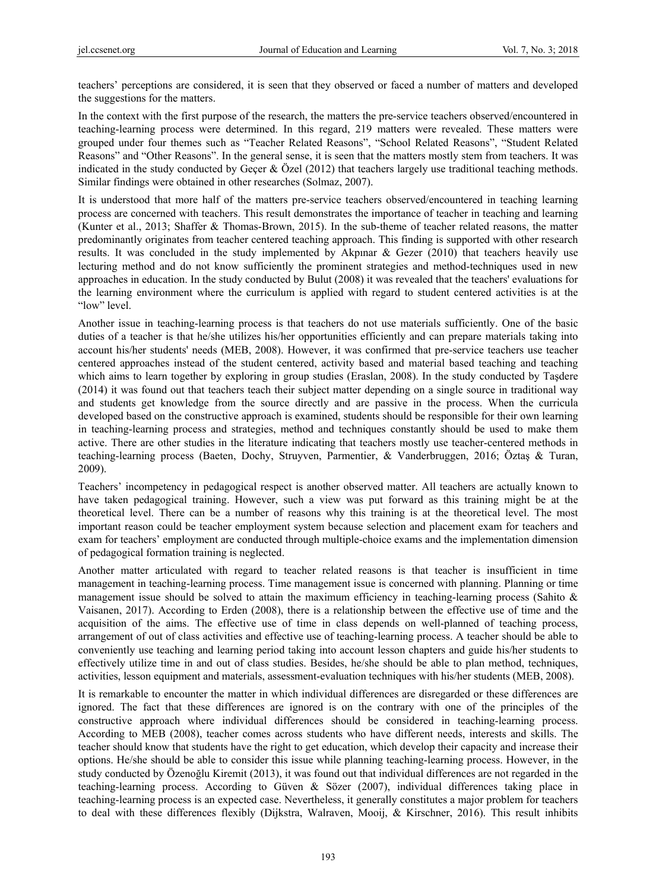teachers' perceptions are considered, it is seen that they observed or faced a number of matters and developed the suggestions for the matters.

In the context with the first purpose of the research, the matters the pre-service teachers observed/encountered in teaching-learning process were determined. In this regard, 219 matters were revealed. These matters were grouped under four themes such as "Teacher Related Reasons", "School Related Reasons", "Student Related Reasons" and "Other Reasons". In the general sense, it is seen that the matters mostly stem from teachers. It was indicated in the study conducted by Geçer & Özel (2012) that teachers largely use traditional teaching methods. Similar findings were obtained in other researches (Solmaz, 2007).

It is understood that more half of the matters pre-service teachers observed/encountered in teaching learning process are concerned with teachers. This result demonstrates the importance of teacher in teaching and learning (Kunter et al., 2013; Shaffer & Thomas-Brown, 2015). In the sub-theme of teacher related reasons, the matter predominantly originates from teacher centered teaching approach. This finding is supported with other research results. It was concluded in the study implemented by Akpınar & Gezer (2010) that teachers heavily use lecturing method and do not know sufficiently the prominent strategies and method-techniques used in new approaches in education. In the study conducted by Bulut (2008) it was revealed that the teachers' evaluations for the learning environment where the curriculum is applied with regard to student centered activities is at the "low" level.

Another issue in teaching-learning process is that teachers do not use materials sufficiently. One of the basic duties of a teacher is that he/she utilizes his/her opportunities efficiently and can prepare materials taking into account his/her students' needs (MEB, 2008). However, it was confirmed that pre-service teachers use teacher centered approaches instead of the student centered, activity based and material based teaching and teaching which aims to learn together by exploring in group studies (Eraslan, 2008). In the study conducted by Taşdere (2014) it was found out that teachers teach their subject matter depending on a single source in traditional way and students get knowledge from the source directly and are passive in the process. When the curricula developed based on the constructive approach is examined, students should be responsible for their own learning in teaching-learning process and strategies, method and techniques constantly should be used to make them active. There are other studies in the literature indicating that teachers mostly use teacher-centered methods in teaching-learning process (Baeten, Dochy, Struyven, Parmentier, & Vanderbruggen, 2016; Öztaş & Turan, 2009).

Teachers' incompetency in pedagogical respect is another observed matter. All teachers are actually known to have taken pedagogical training. However, such a view was put forward as this training might be at the theoretical level. There can be a number of reasons why this training is at the theoretical level. The most important reason could be teacher employment system because selection and placement exam for teachers and exam for teachers' employment are conducted through multiple-choice exams and the implementation dimension of pedagogical formation training is neglected.

Another matter articulated with regard to teacher related reasons is that teacher is insufficient in time management in teaching-learning process. Time management issue is concerned with planning. Planning or time management issue should be solved to attain the maximum efficiency in teaching-learning process (Sahito & Vaisanen, 2017). According to Erden (2008), there is a relationship between the effective use of time and the acquisition of the aims. The effective use of time in class depends on well-planned of teaching process, arrangement of out of class activities and effective use of teaching-learning process. A teacher should be able to conveniently use teaching and learning period taking into account lesson chapters and guide his/her students to effectively utilize time in and out of class studies. Besides, he/she should be able to plan method, techniques, activities, lesson equipment and materials, assessment-evaluation techniques with his/her students (MEB, 2008).

It is remarkable to encounter the matter in which individual differences are disregarded or these differences are ignored. The fact that these differences are ignored is on the contrary with one of the principles of the constructive approach where individual differences should be considered in teaching-learning process. According to MEB (2008), teacher comes across students who have different needs, interests and skills. The teacher should know that students have the right to get education, which develop their capacity and increase their options. He/she should be able to consider this issue while planning teaching-learning process. However, in the study conducted by Özenoğlu Kiremit (2013), it was found out that individual differences are not regarded in the teaching-learning process. According to Güven & Sözer (2007), individual differences taking place in teaching-learning process is an expected case. Nevertheless, it generally constitutes a major problem for teachers to deal with these differences flexibly (Dijkstra, Walraven, Mooij, & Kirschner, 2016). This result inhibits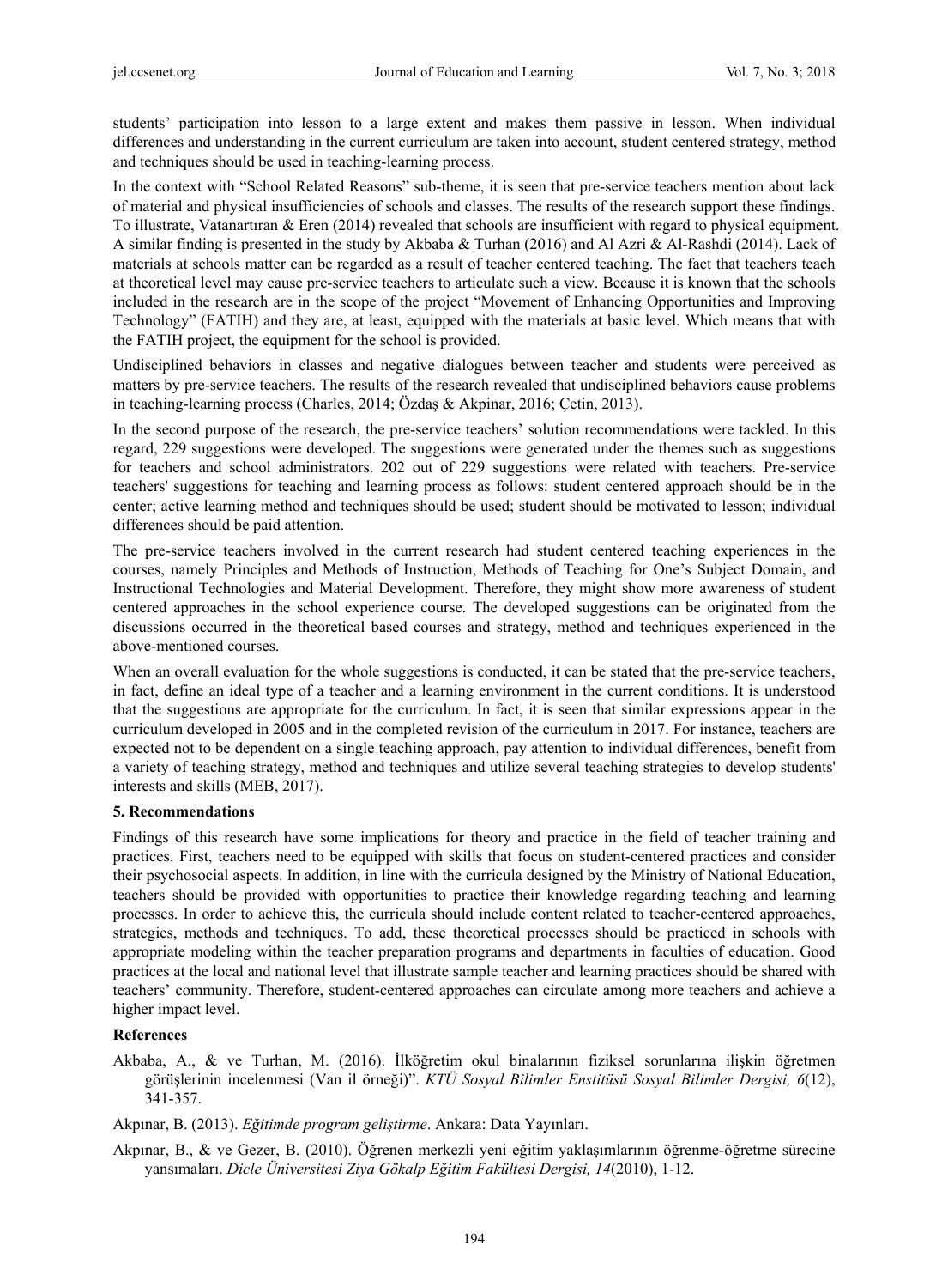students' participation into lesson to a large extent and makes them passive in lesson. When individual differences and understanding in the current curriculum are taken into account, student centered strategy, method and techniques should be used in teaching-learning process.

In the context with "School Related Reasons" sub-theme, it is seen that pre-service teachers mention about lack of material and physical insufficiencies of schools and classes. The results of the research support these findings. To illustrate, Vatanartıran & Eren (2014) revealed that schools are insufficient with regard to physical equipment. A similar finding is presented in the study by Akbaba & Turhan (2016) and Al Azri & Al-Rashdi (2014). Lack of materials at schools matter can be regarded as a result of teacher centered teaching. The fact that teachers teach at theoretical level may cause pre-service teachers to articulate such a view. Because it is known that the schools included in the research are in the scope of the project "Movement of Enhancing Opportunities and Improving Technology" (FATIH) and they are, at least, equipped with the materials at basic level. Which means that with the FATIH project, the equipment for the school is provided.

Undisciplined behaviors in classes and negative dialogues between teacher and students were perceived as matters by pre-service teachers. The results of the research revealed that undisciplined behaviors cause problems in teaching-learning process (Charles, 2014; Özdaş & Akpinar, 2016; Çetin, 2013).

In the second purpose of the research, the pre-service teachers' solution recommendations were tackled. In this regard, 229 suggestions were developed. The suggestions were generated under the themes such as suggestions for teachers and school administrators. 202 out of 229 suggestions were related with teachers. Pre-service teachers' suggestions for teaching and learning process as follows: student centered approach should be in the center; active learning method and techniques should be used; student should be motivated to lesson; individual differences should be paid attention.

The pre-service teachers involved in the current research had student centered teaching experiences in the courses, namely Principles and Methods of Instruction, Methods of Teaching for One's Subject Domain, and Instructional Technologies and Material Development. Therefore, they might show more awareness of student centered approaches in the school experience course. The developed suggestions can be originated from the discussions occurred in the theoretical based courses and strategy, method and techniques experienced in the above-mentioned courses.

When an overall evaluation for the whole suggestions is conducted, it can be stated that the pre-service teachers, in fact, define an ideal type of a teacher and a learning environment in the current conditions. It is understood that the suggestions are appropriate for the curriculum. In fact, it is seen that similar expressions appear in the curriculum developed in 2005 and in the completed revision of the curriculum in 2017. For instance, teachers are expected not to be dependent on a single teaching approach, pay attention to individual differences, benefit from a variety of teaching strategy, method and techniques and utilize several teaching strategies to develop students' interests and skills (MEB, 2017).

## 5. Recommendations

Findings of this research have some implications for theory and practice in the field of teacher training and practices. First, teachers need to be equipped with skills that focus on student-centered practices and consider their psychosocial aspects. In addition, in line with the curricula designed by the Ministry of National Education, teachers should be provided with opportunities to practice their knowledge regarding teaching and learning processes. In order to achieve this, the curricula should include content related to teacher-centered approaches, strategies, methods and techniques. To add, these theoretical processes should be practiced in schools with appropriate modeling within the teacher preparation programs and departments in faculties of education. Good practices at the local and national level that illustrate sample teacher and learning practices should be shared with teachers' community. Therefore, student-centered approaches can circulate among more teachers and achieve a higher impact level.

## References

Akbaba, A., & ve Turhan, M. (2016). İlköğretim okul binalarının fiziksel sorunlarına ilişkin öğretmen görüşlerinin incelenmesi (Van il örneği)". *KTÜ Sosyal Bilimler Enstitüsü Sosyal Bilimler Dergisi, 6*(12), 341-357.

Akpınar, B. (2013). *Eğitimde program geliştirme*. Ankara: Data Yayınları.

Akpınar, B., & ve Gezer, B. (2010). Öğrenen merkezli yeni eğitim yaklaşımlarının öğrenme-öğretme sürecine yansımaları. *Dicle Üniversitesi Ziya Gökalp Eğitim Fakültesi Dergisi, 14*(2010), 1-12.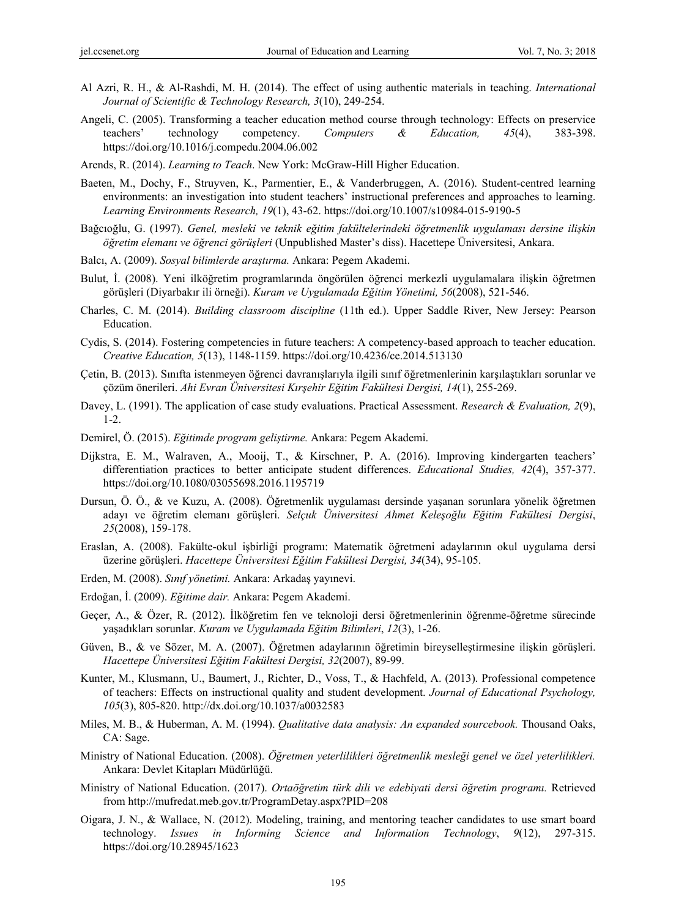Al Azri, R. H., & Al-Rashdi, M. H. (2014). The effect of using authentic materials in teaching. *International Journal of Scientific & Technology Research, 3*(10), 249-254.

Angeli, C. (2005). Transforming a teacher education method course through technology: Effects on preservice teachers' technology competency. *Computers & Education, 45*(4), 383-398. https://doi.org/10.1016/j.compedu.2004.06.002

Arends, R. (2014). *Learning to Teach*. New York: McGraw-Hill Higher Education.

Baeten, M., Dochy, F., Struyven, K., Parmentier, E., & Vanderbruggen, A. (2016). Student-centred learning environments: an investigation into student teachers' instructional preferences and approaches to learning. *Learning Environments Research, 19*(1), 43-62. https://doi.org/10.1007/s10984-015-9190-5

Bağcıoğlu, G. (1997). *Genel, mesleki ve teknik eğitim fakültelerindeki öğretmenlik uygulaması dersine ilişkin öğretim elemanı ve öğrenci görüşleri* (Unpublished Master's diss). Hacettepe Üniversitesi, Ankara.

Balcı, A. (2009). *Sosyal bilimlerde araştırma.* Ankara: Pegem Akademi.

Bulut, İ. (2008). Yeni ilköğretim programlarında öngörülen öğrenci merkezli uygulamalara ilişkin öğretmen görüşleri (Diyarbakır ili örneği). *Kuram ve Uygulamada Eğitim Yönetimi, 56*(2008), 521-546.

Charles, C. M. (2014). *Building classroom discipline* (11th ed.). Upper Saddle River, New Jersey: Pearson Education.

Cydis, S. (2014). Fostering competencies in future teachers: A competency-based approach to teacher education. *Creative Education, 5*(13), 1148-1159. https://doi.org/10.4236/ce.2014.513130

Çetin, B. (2013). Sınıfta istenmeyen öğrenci davranışlarıyla ilgili sınıf öğretmenlerinin karşılaştıkları sorunlar ve çözüm önerileri. *Ahi Evran Üniversitesi Kırşehir Eğitim Fakültesi Dergisi, 14*(1), 255-269.

Davey, L. (1991). The application of case study evaluations. Practical Assessment. *Research & Evaluation, 2*(9), 1-2.

Demirel, Ö. (2015). *Eğitimde program geliştirme.* Ankara: Pegem Akademi.

Dijkstra, E. M., Walraven, A., Mooij, T., & Kirschner, P. A. (2016). Improving kindergarten teachers' differentiation practices to better anticipate student differences. *Educational Studies, 42*(4), 357-377. https://doi.org/10.1080/03055698.2016.1195719

Dursun, Ö. Ö., & ve Kuzu, A. (2008). Öğretmenlik uygulaması dersinde yaşanan sorunlara yönelik öğretmen adayı ve öğretim elemanı görüşleri. *Selçuk Üniversitesi Ahmet Keleşoğlu Eğitim Fakültesi Dergisi*, *25*(2008), 159-178.

Eraslan, A. (2008). Fakülte-okul işbirliği programı: Matematik öğretmeni adaylarının okul uygulama dersi üzerine görüşleri. *Hacettepe Üniversitesi Eğitim Fakültesi Dergisi, 34*(34), 95-105.

Erden, M. (2008). *Sınıf yönetimi.* Ankara: Arkadaş yayınevi.

Erdoğan, İ. (2009). *Eğitime dair.* Ankara: Pegem Akademi.

Geçer, A., & Özer, R. (2012). İlköğretim fen ve teknoloji dersi öğretmenlerinin öğrenme-öğretme sürecinde yaşadıkları sorunlar. *Kuram ve Uygulamada Eğitim Bilimleri*, *12*(3), 1-26.

Güven, B., & ve Sözer, M. A. (2007). Öğretmen adaylarının öğretimin bireyselleştirmesine ilişkin görüşleri. *Hacettepe Üniversitesi Eğitim Fakültesi Dergisi, 32*(2007), 89-99.

Kunter, M., Klusmann, U., Baumert, J., Richter, D., Voss, T., & Hachfeld, A. (2013). Professional competence of teachers: Effects on instructional quality and student development. *Journal of Educational Psychology, 105*(3), 805-820. http://dx.doi.org/10.1037/a0032583

Miles, M. B., & Huberman, A. M. (1994). *Qualitative data analysis: An expanded sourcebook.* Thousand Oaks, CA: Sage.

Ministry of National Education. (2008). *Öğretmen yeterlilikleri öğretmenlik mesleği genel ve özel yeterlilikleri.* Ankara: Devlet Kitapları Müdürlüğü.

Ministry of National Education. (2017). *Ortaöğretim türk dili ve edebiyati dersi öğretim programı.* Retrieved from http://mufredat.meb.gov.tr/ProgramDetay.aspx?PID=208

Oigara, J. N., & Wallace, N. (2012). Modeling, training, and mentoring teacher candidates to use smart board technology. *Issues in Informing Science and Information Technology*, *9*(12), 297-315. https://doi.org/10.28945/1623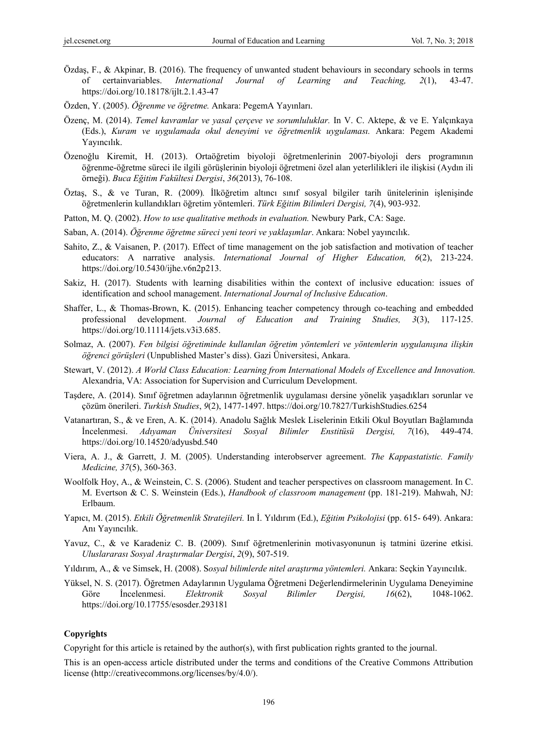Özdaş, F., & Akpinar, B. (2016). The frequency of unwanted student behaviours in secondary schools in terms of certainvariables. *International Journal of Learning and Teaching, 2*(1), 43-47. https://doi.org/10.18178/ijlt.2.1.43-47

Özden, Y. (2005). *Öğrenme ve öğretme.* Ankara: PegemA Yayınları.

Özenç, M. (2014). *Temel kavramlar ve yasal çerçeve ve sorumluluklar.* In V. C. Aktepe, & ve E. Yalçınkaya (Eds.), *Kuram ve uygulamada okul deneyimi ve öğretmenlik uygulaması.* Ankara: Pegem Akademi Yayıncılık.

Özenoğlu Kiremit, H. (2013). Ortaöğretim biyoloji öğretmenlerinin 2007-biyoloji ders programının öğrenme-öğretme süreci ile ilgili görüşlerinin biyoloji öğretmeni özel alan yeterlilikleri ile ilişkisi (Aydın ili örneği). *Buca Eğitim Fakültesi Dergisi*, *36*(2013), 76-108.

Öztaş, S., & ve Turan, R. (2009). İlköğretim altıncı sınıf sosyal bilgiler tarih ünitelerinin işlenişinde öğretmenlerin kullandıkları öğretim yöntemleri. *Türk Eğitim Bilimleri Dergisi, 7*(4), 903-932.

Patton, M. Q. (2002). *How to use qualitative methods in evaluation.* Newbury Park, CA: Sage.

Saban, A. (2014). *Öğrenme öğretme süreci yeni teori ve yaklaşımlar*. Ankara: Nobel yayıncılık.

Sahito, Z., & Vaisanen, P. (2017). Effect of time management on the job satisfaction and motivation of teacher educators: A narrative analysis. *International Journal of Higher Education, 6*(2), 213-224. https://doi.org/10.5430/ijhe.v6n2p213.

Sakiz, H. (2017). Students with learning disabilities within the context of inclusive education: issues of identification and school management. *International Journal of Inclusive Education*.

Shaffer, L., & Thomas-Brown, K. (2015). Enhancing teacher competency through co-teaching and embedded professional development. *Journal of Education and Training Studies, 3*(3), 117-125. https://doi.org/10.11114/jets.v3i3.685.

Solmaz, A. (2007). *Fen bilgisi öğretiminde kullanılan öğretim yöntemleri ve yöntemlerin uygulanışına ilişkin öğrenci görüşleri* (Unpublished Master's diss). Gazi Üniversitesi, Ankara.

Stewart, V. (2012). *A World Class Education: Learning from International Models of Excellence and Innovation.* Alexandria, VA: Association for Supervision and Curriculum Development.

Taşdere, A. (2014). Sınıf öğretmen adaylarının öğretmenlik uygulaması dersine yönelik yaşadıkları sorunlar ve çözüm önerileri. *Turkish Studies*, *9*(2), 1477-1497. https://doi.org/10.7827/TurkishStudies.6254

Vatanartıran, S., & ve Eren, A. K. (2014). Anadolu Sağlık Meslek Liselerinin Etkili Okul Boyutları Bağlamında İncelenmesi. *Adıyaman Üniversitesi Sosyal Bilimler Enstitüsü Dergisi, 7*(16), 449-474. https://doi.org/10.14520/adyusbd.540

Viera, A. J., & Garrett, J. M. (2005). Understanding interobserver agreement. *The Kappastatistic. Family Medicine, 37*(5), 360-363.

Woolfolk Hoy, A., & Weinstein, C. S. (2006). Student and teacher perspectives on classroom management. In C. M. Evertson & C. S. Weinstein (Eds.), *Handbook of classroom management* (pp. 181-219). Mahwah, NJ: Erlbaum.

Yapıcı, M. (2015). *Etkili Öğretmenlik Stratejileri.* In İ. Yıldırım (Ed.), *Eğitim Psikolojisi* (pp. 615- 649). Ankara: Anı Yayıncılık.

Yavuz, C., & ve Karadeniz C. B. (2009). Sınıf öğretmenlerinin motivasyonunun iş tatmini üzerine etkisi. *Uluslararası Sosyal Araştırmalar Dergisi*, *2*(9), 507-519.

Yıldırım, A., & ve Simsek, H. (2008). S*osyal bilimlerde nitel araştırma yöntemleri.* Ankara: Seçkin Yayıncılık.

Yüksel, N. S. (2017). Öğretmen Adaylarının Uygulama Öğretmeni Değerlendirmelerinin Uygulama Deneyimine Göre İncelenmesi. *Elektronik Sosyal Bilimler Dergisi, 16*(62), 1048-1062. https://doi.org/10.17755/esosder.293181

**Copyrights**

Copyright for this article is retained by the author(s), with first publication rights granted to the journal.

This is an open-access article distributed under the terms and conditions of the Creative Commons Attribution license (http://creativecommons.org/licenses/by/4.0/).